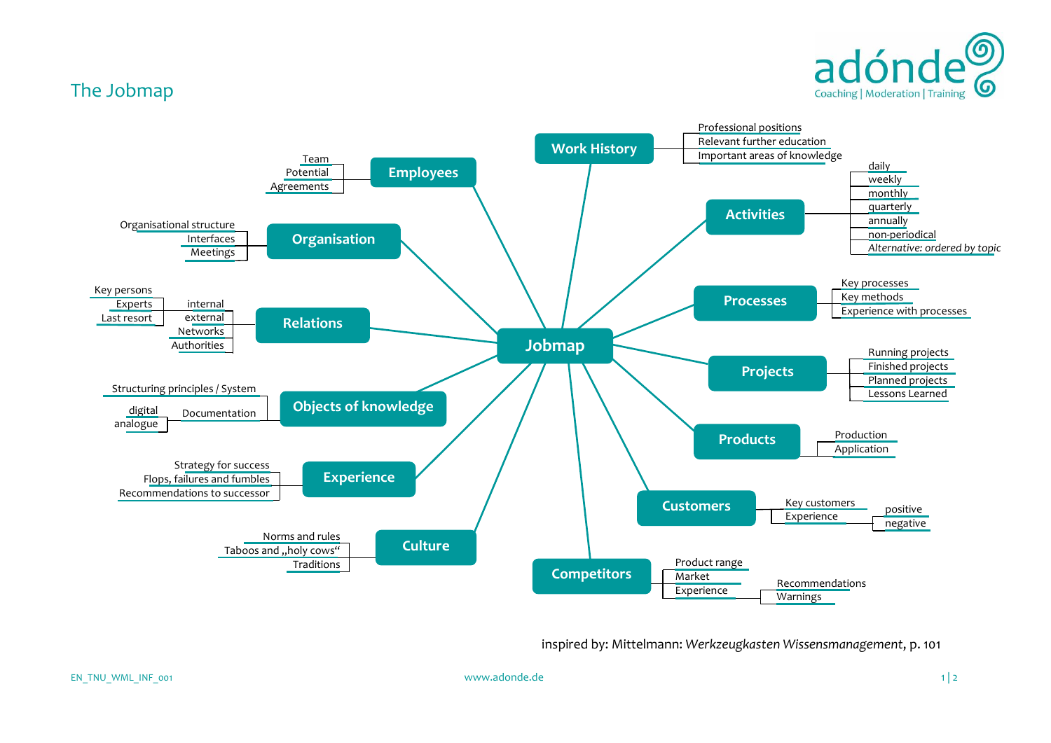# The Jobmap

adónde
Coaching | Moderation | Training

## Jobmap

- **Work History**
  - Professional positions
  - Relevant further education
  - Important areas of knowledge
- **Activities**
  - daily
  - weekly
  - monthly
  - quarterly
  - annually
  - non-periodical
  - *Alternative: ordered by topic*
- **Processes**
  - Key processes
  - Key methods
  - Experience with processes
- **Projects**
  - Running projects
  - Finished projects
  - Planned projects
  - Lessons Learned
- **Products**
  - Production
  - Application
- **Customers**
  - Key customers
  - Experience
    - positive
    - negative
- **Competitors**
  - Product range
  - Market
  - Experience
    - Recommendations
    - Warnings
- **Culture**
  - Norms and rules
  - Taboos and „holy cows“
  - Traditions
- **Experience**
  - Strategy for success
  - Flops, failures and fumbles
  - Recommendations to successor
- **Objects of knowledge**
  - Structuring principles / System
  - Documentation
    - digital
    - analogue
- **Relations**
  - internal
    - Key persons
    - Experts
    - Last resort
  - external
  - Networks
  - Authorities
- **Organisation**
  - Organisational structure
  - Interfaces
  - Meetings
- **Employees**
  - Team
  - Potential
  - Agreements

inspired by: Mittelmann: *Werkzeugkasten Wissensmanagement*, p. 101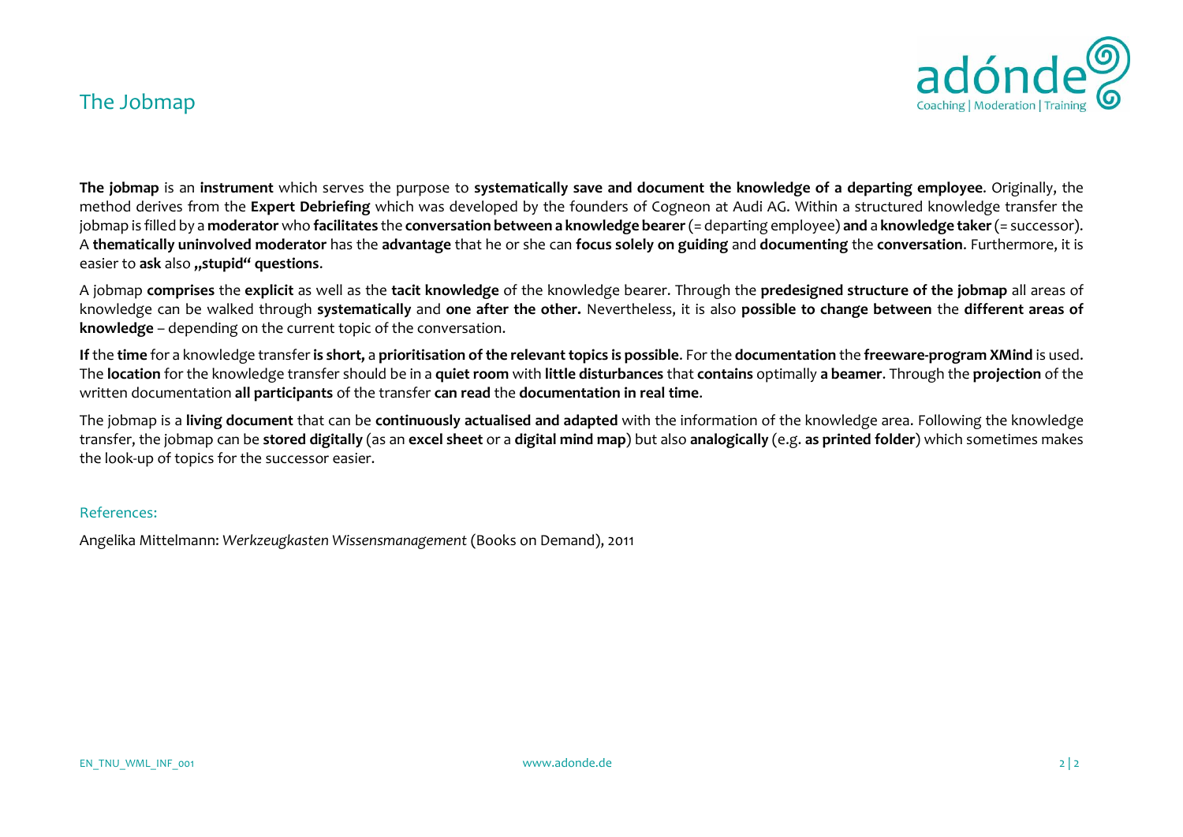# The Jobmap

**The jobmap** is an **instrument** which serves the purpose to **systematically save and document the knowledge of a departing employee**. Originally, the method derives from the **Expert Debriefing** which was developed by the founders of Cogneon at Audi AG. Within a structured knowledge transfer the jobmap is filled by a **moderator** who **facilitates** the **conversation between a knowledge bearer** (= departing employee) **and** a **knowledge taker** (= successor). A **thematically uninvolved moderator** has the **advantage** that he or she can **focus solely on guiding** and **documenting** the **conversation**. Furthermore, it is easier to **ask** also **„stupid“ questions**.

A jobmap **comprises** the **explicit** as well as the **tacit knowledge** of the knowledge bearer. Through the **predesigned structure of the jobmap** all areas of knowledge can be walked through **systematically** and **one after the other.** Nevertheless, it is also **possible to change between** the **different areas of knowledge** – depending on the current topic of the conversation.

**If** the **time** for a knowledge transfer **is short,** a **prioritisation of the relevant topics is possible**. For the **documentation** the **freeware-program XMind** is used. The **location** for the knowledge transfer should be in a **quiet room** with **little disturbances** that **contains** optimally **a beamer**. Through the **projection** of the written documentation **all participants** of the transfer **can read** the **documentation in real time**.

The jobmap is a **living document** that can be **continuously actualised and adapted** with the information of the knowledge area. Following the knowledge transfer, the jobmap can be **stored digitally** (as an **excel sheet** or a **digital mind map**) but also **analogically** (e.g. **as printed folder**) which sometimes makes the look-up of topics for the successor easier.

## References:

Angelika Mittelmann: *Werkzeugkasten Wissensmanagement* (Books on Demand), 2011